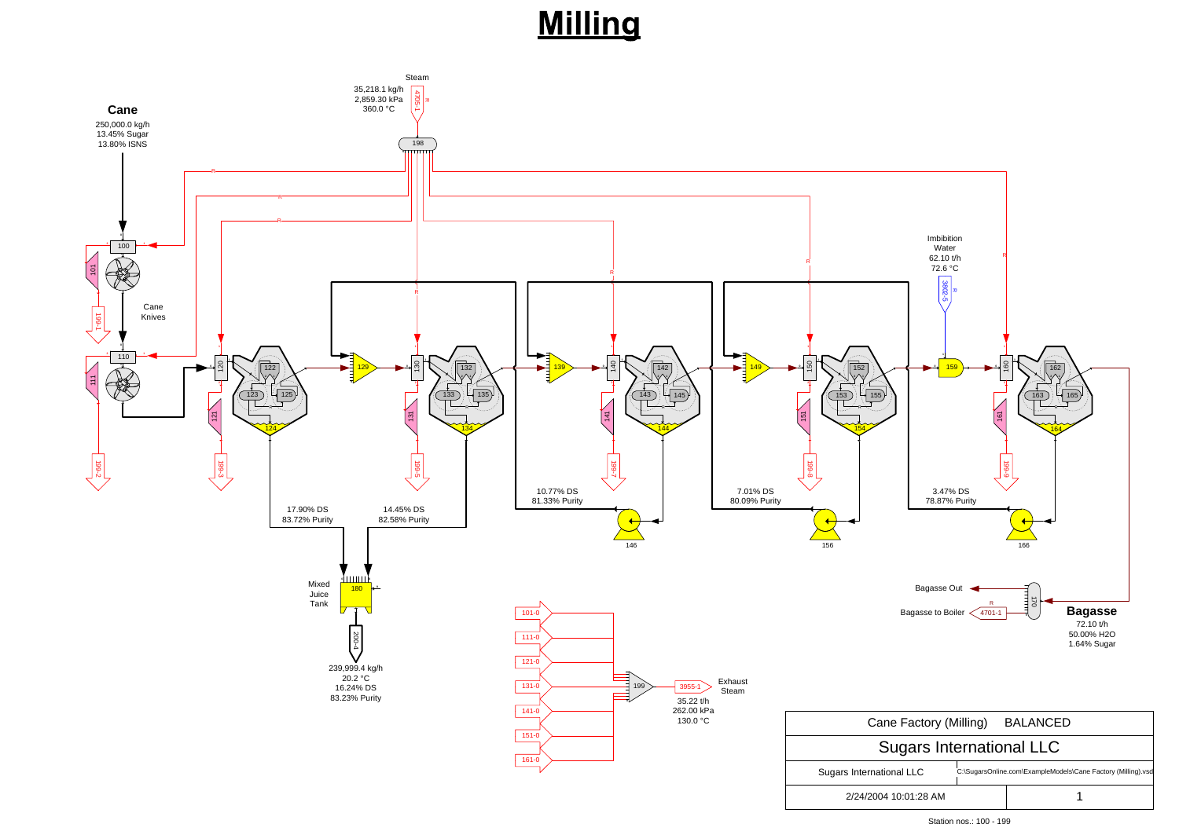# Milling

**Cane**
250,000.0 kg/h
13.45% Sugar
13.80% ISNS

Steam
35,218.1 kg/h
2,859.30 kPa
360.0 °C

Cane Knives

Imbibition Water
62.10 t/h
72.6 °C

17.90% DS
83.72% Purity

14.45% DS
82.58% Purity

10.77% DS
81.33% Purity

7.01% DS
80.09% Purity

3.47% DS
78.87% Purity

Mixed Juice Tank

239,999.4 kg/h
20.2 °C
16.24% DS
83.23% Purity

Exhaust Steam
35.22 t/h
262.00 kPa
130.0 °C

Bagasse Out

Bagasse to Boiler

**Bagasse**
72.10 t/h
50.00% H2O
1.64% Sugar

| Cane Factory (Milling) BALANCED | |
|---|---|
| Sugars International LLC | |
| Sugars International LLC | C:\SugarsOnline.com\ExampleModels\Cane Factory (Milling).vsd |
| 2/24/2004 10:01:28 AM | 1 |

Station nos.: 100 - 199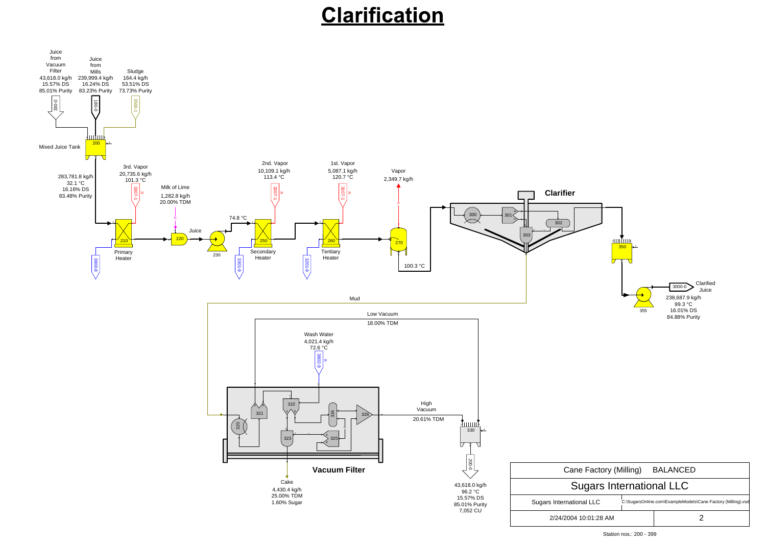# Clarification

Juice from Vacuum Filter
43,618.0 kg/h
15.57% DS
85.01% Purity
330-0

Juice from Mills
239,999.4 kg/h
16.24% DS
83.23% Purity
180-0

Sludge
164.4 kg/h
53.51% DS
73.73% Purity
3500-1

200
Mixed Juice Tank

283,781.8 kg/h
32.1 °C
16.16% DS
83.48% Purity

3rd. Vapor
20,735.6 kg/h
101.3 °C
3307-1

210
Primary Heater
3800-8

Milk of Lime
1,282.8 kg/h
20.00% TDM

220
Juice

230

74.8 °C

2nd. Vapor
10,109.1 kg/h
113.4 °C
3207-1

250
Secondary Heater
3301-9

1st. Vapor
5,087.1 kg/h
120.7 °C
3107-1

260
Teritiary Heater
3201-9

Vapor
2,349.7 kg/h

270

100.3 °C

**Clarifier**

300
301
302
303

350

355

3000-0
Clarified Juice
238,687.9 kg/h
99.3 °C
16.01% DS
84.88% Purity

Mud

Low Vacuum
18.00% TDM

Wash Water
4,021.4 kg/h
72.6 °C
3802-9

320
321
322
323
324
325
326

**Vacuum Filter**

Cake
4,430.4 kg/h
25.00% TDM
1.60% Sugar

High Vacuum
20.61% TDM

330

200-0
43,618.0 kg/h
96.2 °C
15.57% DS
85.01% Purity
7,052 CU

| Cane Factory (Milling) BALANCED | |
|---|---|
| Sugars International LLC | |
| Sugars International LLC | C:\SugarsOnline.com\ExampleModels\Cane Factory (Milling).vsd |
| 2/24/2004 10:01:28 AM | 2 |

Station nos.: 200 - 399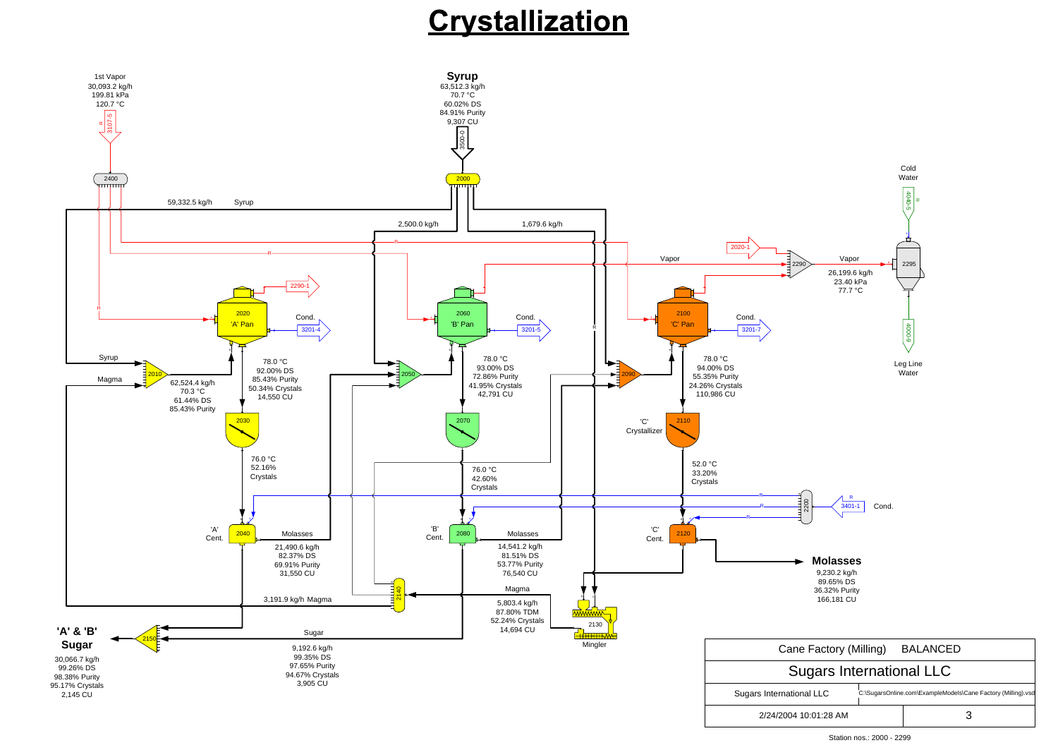# Crystallization

**1st Vapor**
30,093.2 kg/h
199.81 kPa
120.7 °C

**Syrup**
63,512.3 kg/h
70.7 °C
60.02% DS
84.91% Purity
9,307 CU

3107-5, 3500-0, 2400, 2000

59,332.5 kg/h Syrup

2,500.0 kg/h

1,679.6 kg/h

Cold Water

4040-5

2020-1

2290

Vapor

Vapor
26,199.6 kg/h
23.40 kPa
77.7 °C

2295

2290-1

4000-9

Leg Line Water

2020 'A' Pan — Cond. 3201-4

2060 'B' Pan — Cond. 3201-5

2100 'C' Pan — Cond. 3201-7

Syrup

Magma

2010

62,524.4 kg/h
70.3 °C
61.44% DS
85.43% Purity

78.0 °C
92.00% DS
85.43% Purity
50.34% Crystals
14,550 CU

2050

78.0 °C
93.00% DS
72.86% Purity
41.95% Crystals
42,791 CU

2090

78.0 °C
94.00% DS
55.35% Purity
24.26% Crystals
110,986 CU

2030

2070

'C' Crystallizer 2110

76.0 °C
52.16%
Crystals

76.0 °C
42.60%
Crystals

52.0 °C
33.20%
Crystals

2200

3401-1 Cond.

'A' Cent. 2040 — Molasses
21,490.6 kg/h
82.37% DS
69.91% Purity
31,550 CU

'B' Cent. 2080 — Molasses
14,541.2 kg/h
81.51% DS
53.77% Purity
76,540 CU

'C' Cent. 2120

**Molasses**
9,230.2 kg/h
89.65% DS
36.32% Purity
166,181 CU

2140

3,191.9 kg/h Magma

Magma
5,803.4 kg/h
87.80% TDM
52.24% Crystals
14,694 CU

2130 Mingler

**'A' & 'B' Sugar**
30,066.7 kg/h
99.26% DS
98.38% Purity
95.17% Crystals
2,145 CU

2150

Sugar
9,192.6 kg/h
99.35% DS
97.65% Purity
94.67% Crystals
3,905 CU

| Cane Factory (Milling) BALANCED | |
|---|---|
| Sugars International LLC | |
| Sugars International LLC | C:\SugarsOnline.com\ExampleModels\Cane Factory (Milling).vsd |
| 2/24/2004 10:01:28 AM | 3 |

Station nos.: 2000 - 2299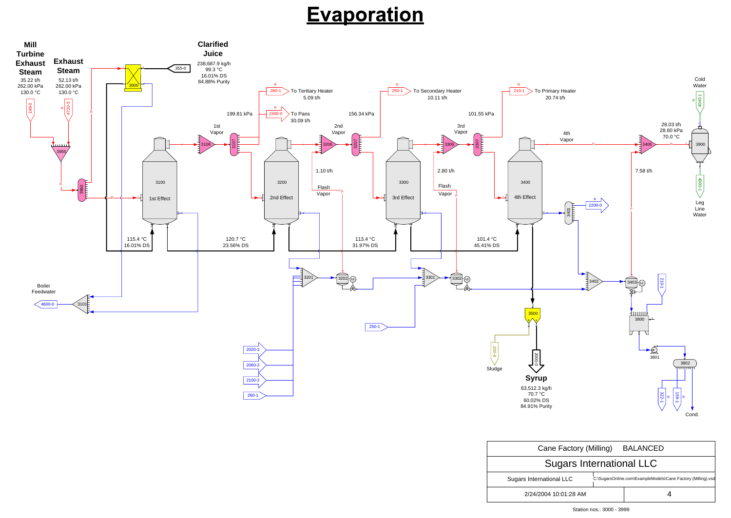# Evaporation

**Mill Turbine Exhaust Steam**
35.22 t/h
262.00 kPa
130.0 °C

**Exhaust Steam**
52.13 t/h
262.00 kPa
130.0 °C

**Clarified Juice**
238,687.9 kg/h
99.3 °C
16.01% DS
84.88% Purity

355-0

3000

199-0

4720-5

3955

3950

260-1 To Teritiary Heater
5.09 t/h

2400-0 To Pans
30.09 t/h

199.81 kPa

1st Vapor

3106

3107

3100
1st Effect

250-1 To Secondary Heater
10.11 t/h

156.34 kPa

2nd Vapor

3206

3207

3200
2nd Effect

1.10 t/h
Flash Vapor

210-1 To Primary Heater
20.74 t/h

101.55 kPa

3rd Vapor

3306

3307

3300
3rd Effect

2.80 t/h
Flash Vapor

4th Vapor

3406

3400
4th Effect

3401

2200-0

Cold Water

4040-1

28.03 t/h
28.60 kPa
70.0 °C

3900

4000-1

Leg Line Water

7.58 t/h

115.4 °C
16.01% DS

120.7 °C
23.56% DS

113.4 °C
31.97% DS

101.4 °C
45.41% DS

3201

3202 LC

3301

3302 LC

3402

3403 LC

210-1

3800

3801

3802

322-1

159-1

Cond.

Boiler Feedwater

4600-0

3101

250-1

2020-2

2060-2

2100-2

260-1

3500

200-8
Sludge

2000-0

**Syrup**
63,512.3 kg/h
70.7 °C
60.02% DS
84.91% Purity

| Cane Factory (Milling) BALANCED | |
|---|---|
| Sugars International LLC | |
| Sugars International LLC | C:\SugarsOnline.com\ExampleModels\Cane Factory (Milling).vsd |
| 2/24/2004 10:01:28 AM | 4 |

Station nos.: 3000 - 3999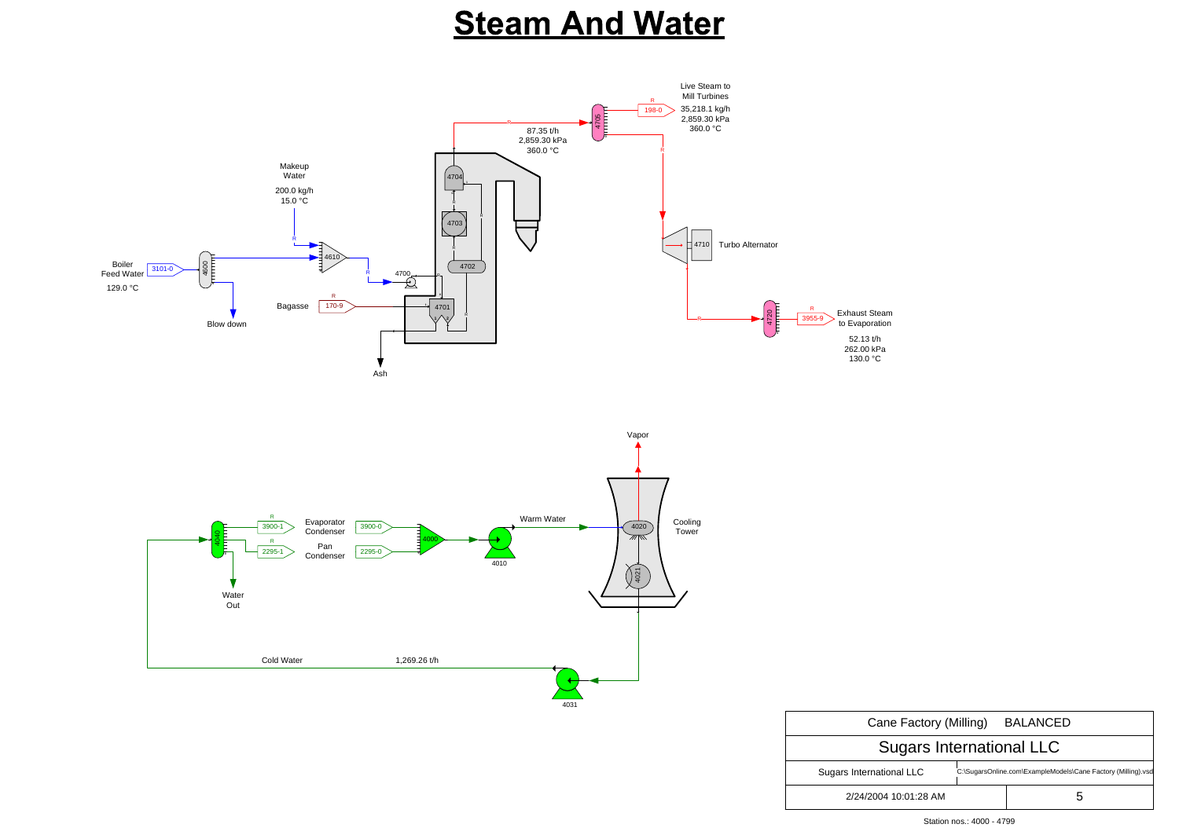# Steam And Water

Live Steam to Mill Turbines

198-0

35,218.1 kg/h
2,859.30 kPa
360.0 °C

4705

87.35 t/h
2,859.30 kPa
360.0 °C

4704

4703

4702

4701

4700

Makeup Water

200.0 kg/h
15.0 °C

4610

Boiler Feed Water

3101-0

4600

129.0 °C

Blow down

Bagasse

170-9

Ash

Turbo Alternator

4710

4720

3955-9

Exhaust Steam to Evaporation

52.13 t/h
262.00 kPa
130.0 °C

Vapor

4040

3900-1

Evaporator Condenser

3900-0

2295-1

Pan Condenser

2295-0

4000

4010

Warm Water

4020

Cooling Tower

4021

Water Out

Cold Water

1,269.26 t/h

4031

| | | |
|---|---|---|
| Cane Factory (Milling) BALANCED | | |
| Sugars International LLC | | |
| Sugars International LLC | C:\SugarsOnline.com\ExampleModels\Cane Factory (Milling).vsd | |
| 2/24/2004 10:01:28 AM | | 5 |

Station nos.: 4000 - 4799